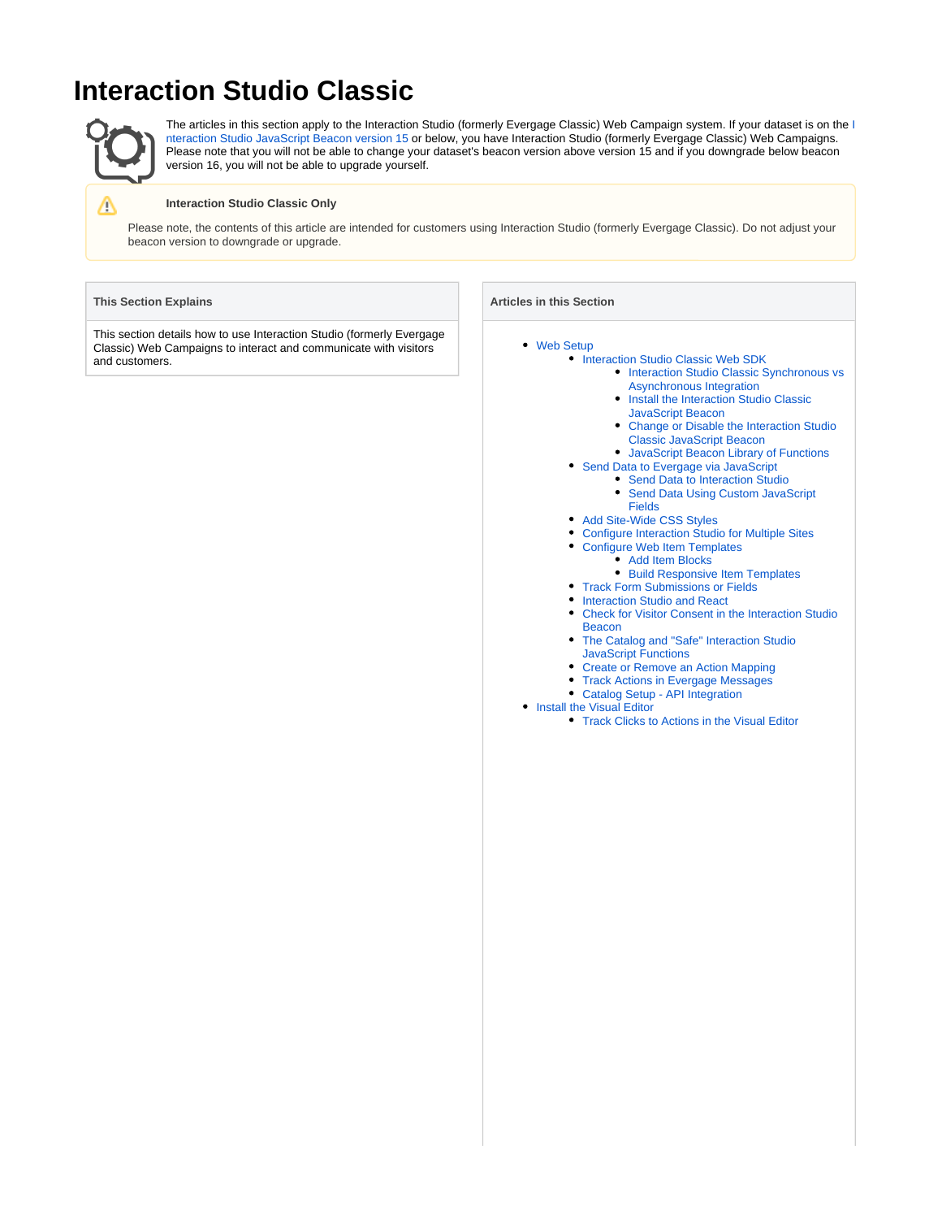# Interaction Studio Classic

The articles in this section apply to the Interaction Studio (formerly Evergage Classic) Web Campaign system. If your dataset is on the Interaction Studio JavaScript Beacon version 15 or below, you have Interaction Studio (formerly Evergage Classic) Web Campaigns. Please note that you will not be able to change your dataset's beacon version above version 15 and if you downgrade below beacon version 16, you will not be able to upgrade yourself.

> **Interaction Studio Classic Only**
>
> Please note, the contents of this article are intended for customers using Interaction Studio (formerly Evergage Classic). Do not adjust your beacon version to downgrade or upgrade.

### This Section Explains

This section details how to use Interaction Studio (formerly Evergage Classic) Web Campaigns to interact and communicate with visitors and customers.

### Articles in this Section

- Web Setup
  - Interaction Studio Classic Web SDK
    - Interaction Studio Classic Synchronous vs Asynchronous Integration
    - Install the Interaction Studio Classic JavaScript Beacon
    - Change or Disable the Interaction Studio Classic JavaScript Beacon
    - JavaScript Beacon Library of Functions
  - Send Data to Evergage via JavaScript
    - Send Data to Interaction Studio
    - Send Data Using Custom JavaScript Fields
  - Add Site-Wide CSS Styles
  - Configure Interaction Studio for Multiple Sites
  - Configure Web Item Templates
    - Add Item Blocks
    - Build Responsive Item Templates
  - Track Form Submissions or Fields
  - Interaction Studio and React
  - Check for Visitor Consent in the Interaction Studio Beacon
  - The Catalog and "Safe" Interaction Studio JavaScript Functions
  - Create or Remove an Action Mapping
  - Track Actions in Evergage Messages
  - Catalog Setup - API Integration
- Install the Visual Editor
  - Track Clicks to Actions in the Visual Editor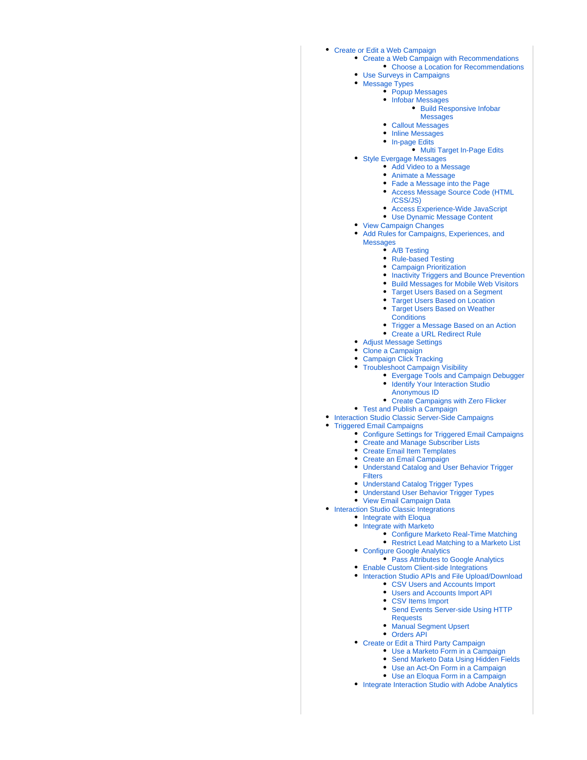- Create or Edit a Web Campaign
    - Create a Web Campaign with Recommendations
        - Choose a Location for Recommendations
    - Use Surveys in Campaigns
    - Message Types
        - Popup Messages
        - Infobar Messages
            - Build Responsive Infobar Messages
        - Callout Messages
        - Inline Messages
        - In-page Edits
            - Multi Target In-Page Edits
    - Style Evergage Messages
        - Add Video to a Message
        - Animate a Message
        - Fade a Message into the Page
        - Access Message Source Code (HTML /CSS/JS)
        - Access Experience-Wide JavaScript
        - Use Dynamic Message Content
    - View Campaign Changes
    - Add Rules for Campaigns, Experiences, and Messages
        - A/B Testing
        - Rule-based Testing
        - Campaign Prioritization
        - Inactivity Triggers and Bounce Prevention
        - Build Messages for Mobile Web Visitors
        - Target Users Based on a Segment
        - Target Users Based on Location
        - Target Users Based on Weather Conditions
        - Trigger a Message Based on an Action
        - Create a URL Redirect Rule
    - Adjust Message Settings
    - Clone a Campaign
    - Campaign Click Tracking
    - Troubleshoot Campaign Visibility
        - Evergage Tools and Campaign Debugger
        - Identify Your Interaction Studio Anonymous ID
        - Create Campaigns with Zero Flicker
    - Test and Publish a Campaign
- Interaction Studio Classic Server-Side Campaigns
- Triggered Email Campaigns
    - Configure Settings for Triggered Email Campaigns
    - Create and Manage Subscriber Lists
    - Create Email Item Templates
    - Create an Email Campaign
    - Understand Catalog and User Behavior Trigger Filters
    - Understand Catalog Trigger Types
    - Understand User Behavior Trigger Types
    - View Email Campaign Data
- Interaction Studio Classic Integrations
    - Integrate with Eloqua
    - Integrate with Marketo
        - Configure Marketo Real-Time Matching
        - Restrict Lead Matching to a Marketo List
    - Configure Google Analytics
        - Pass Attributes to Google Analytics
    - Enable Custom Client-side Integrations
    - Interaction Studio APIs and File Upload/Download
        - CSV Users and Accounts Import
        - Users and Accounts Import API
        - CSV Items Import
        - Send Events Server-side Using HTTP Requests
        - Manual Segment Upsert
        - Orders API
    - Create or Edit a Third Party Campaign
        - Use a Marketo Form in a Campaign
        - Send Marketo Data Using Hidden Fields
        - Use an Act-On Form in a Campaign
        - Use an Eloqua Form in a Campaign
    - Integrate Interaction Studio with Adobe Analytics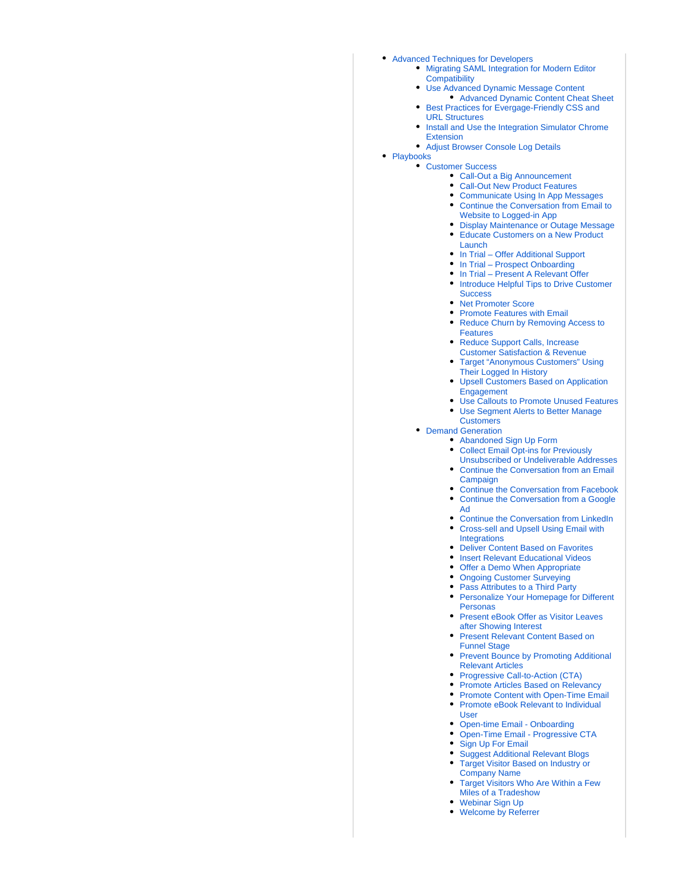- Advanced Techniques for Developers
  - Migrating SAML Integration for Modern Editor Compatibility
  - Use Advanced Dynamic Message Content
    - Advanced Dynamic Content Cheat Sheet
  - Best Practices for Evergage-Friendly CSS and URL Structures
  - Install and Use the Integration Simulator Chrome Extension
  - Adjust Browser Console Log Details
- Playbooks
  - Customer Success
    - Call-Out a Big Announcement
    - Call-Out New Product Features
    - Communicate Using In App Messages
    - Continue the Conversation from Email to Website to Logged-in App
    - Display Maintenance or Outage Message
    - Educate Customers on a New Product Launch
    - In Trial – Offer Additional Support
    - In Trial – Prospect Onboarding
    - In Trial – Present A Relevant Offer
    - Introduce Helpful Tips to Drive Customer Success
    - Net Promoter Score
    - Promote Features with Email
    - Reduce Churn by Removing Access to Features
    - Reduce Support Calls, Increase Customer Satisfaction & Revenue
    - Target “Anonymous Customers” Using Their Logged In History
    - Upsell Customers Based on Application Engagement
    - Use Callouts to Promote Unused Features
    - Use Segment Alerts to Better Manage Customers
  - Demand Generation
    - Abandoned Sign Up Form
    - Collect Email Opt-ins for Previously Unsubscribed or Undeliverable Addresses
    - Continue the Conversation from an Email Campaign
    - Continue the Conversation from Facebook
    - Continue the Conversation from a Google Ad
    - Continue the Conversation from LinkedIn
    - Cross-sell and Upsell Using Email with Integrations
    - Deliver Content Based on Favorites
    - Insert Relevant Educational Videos
    - Offer a Demo When Appropriate
    - Ongoing Customer Surveying
    - Pass Attributes to a Third Party
    - Personalize Your Homepage for Different Personas
    - Present eBook Offer as Visitor Leaves after Showing Interest
    - Present Relevant Content Based on Funnel Stage
    - Prevent Bounce by Promoting Additional Relevant Articles
    - Progressive Call-to-Action (CTA)
    - Promote Articles Based on Relevancy
    - Promote Content with Open-Time Email
    - Promote eBook Relevant to Individual User
    - Open-time Email - Onboarding
    - Open-Time Email - Progressive CTA
    - Sign Up For Email
    - Suggest Additional Relevant Blogs
    - Target Visitor Based on Industry or Company Name
    - Target Visitors Who Are Within a Few Miles of a Tradeshow
    - Webinar Sign Up
    - Welcome by Referrer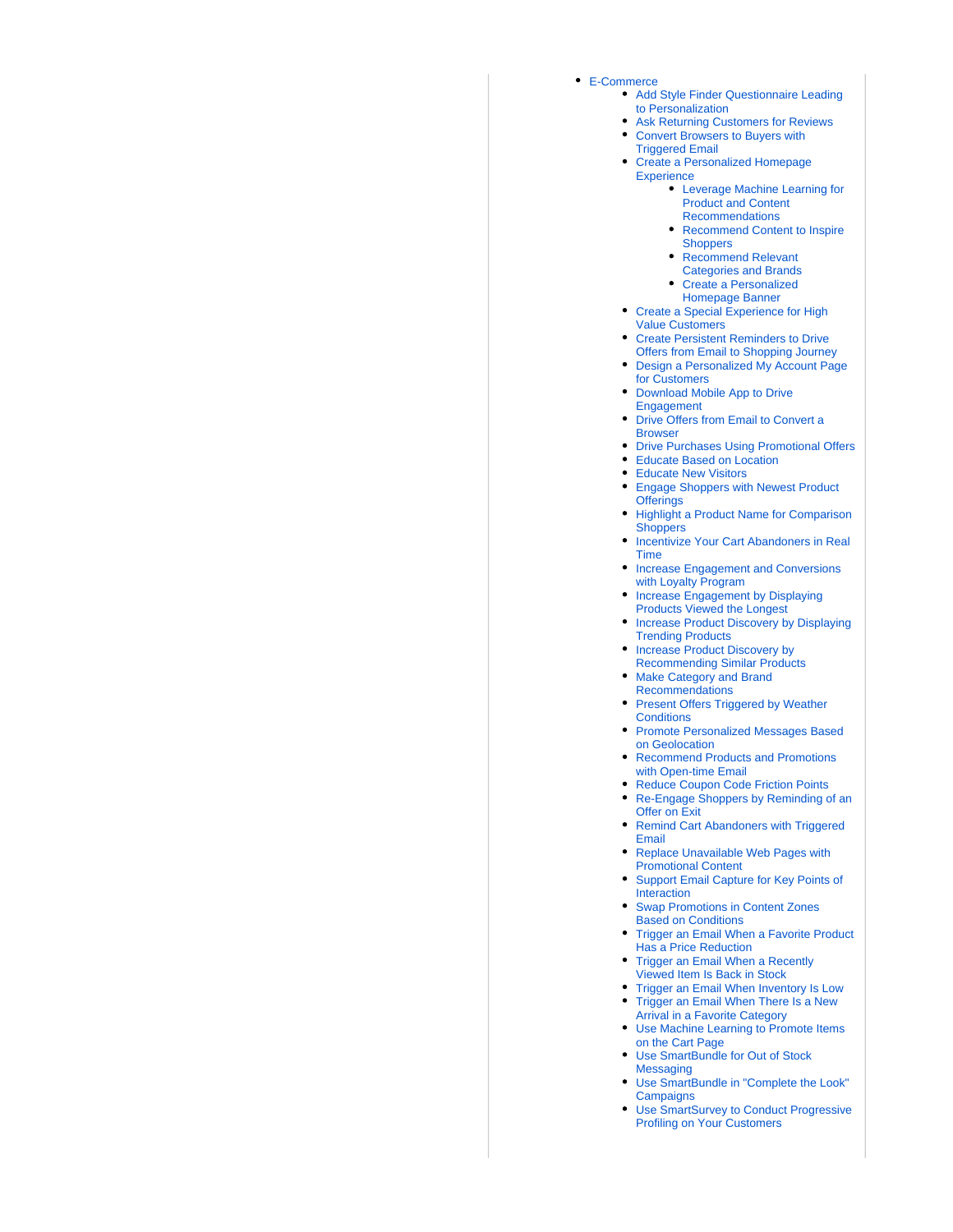- E-Commerce
    - Add Style Finder Questionnaire Leading to Personalization
    - Ask Returning Customers for Reviews
    - Convert Browsers to Buyers with Triggered Email
    - Create a Personalized Homepage Experience
        - Leverage Machine Learning for Product and Content Recommendations
        - Recommend Content to Inspire Shoppers
        - Recommend Relevant Categories and Brands
        - Create a Personalized Homepage Banner
    - Create a Special Experience for High Value Customers
    - Create Persistent Reminders to Drive Offers from Email to Shopping Journey
    - Design a Personalized My Account Page for Customers
    - Download Mobile App to Drive Engagement
    - Drive Offers from Email to Convert a Browser
    - Drive Purchases Using Promotional Offers
    - Educate Based on Location
    - Educate New Visitors
    - Engage Shoppers with Newest Product Offerings
    - Highlight a Product Name for Comparison Shoppers
    - Incentivize Your Cart Abandoners in Real Time
    - Increase Engagement and Conversions with Loyalty Program
    - Increase Engagement by Displaying Products Viewed the Longest
    - Increase Product Discovery by Displaying Trending Products
    - Increase Product Discovery by Recommending Similar Products
    - Make Category and Brand Recommendations
    - Present Offers Triggered by Weather Conditions
    - Promote Personalized Messages Based on Geolocation
    - Recommend Products and Promotions with Open-time Email
    - Reduce Coupon Code Friction Points
    - Re-Engage Shoppers by Reminding of an Offer on Exit
    - Remind Cart Abandoners with Triggered Email
    - Replace Unavailable Web Pages with Promotional Content
    - Support Email Capture for Key Points of Interaction
    - Swap Promotions in Content Zones Based on Conditions
    - Trigger an Email When a Favorite Product Has a Price Reduction
    - Trigger an Email When a Recently Viewed Item Is Back in Stock
    - Trigger an Email When Inventory Is Low
    - Trigger an Email When There Is a New Arrival in a Favorite Category
    - Use Machine Learning to Promote Items on the Cart Page
    - Use SmartBundle for Out of Stock Messaging
    - Use SmartBundle in "Complete the Look" Campaigns
    - Use SmartSurvey to Conduct Progressive Profiling on Your Customers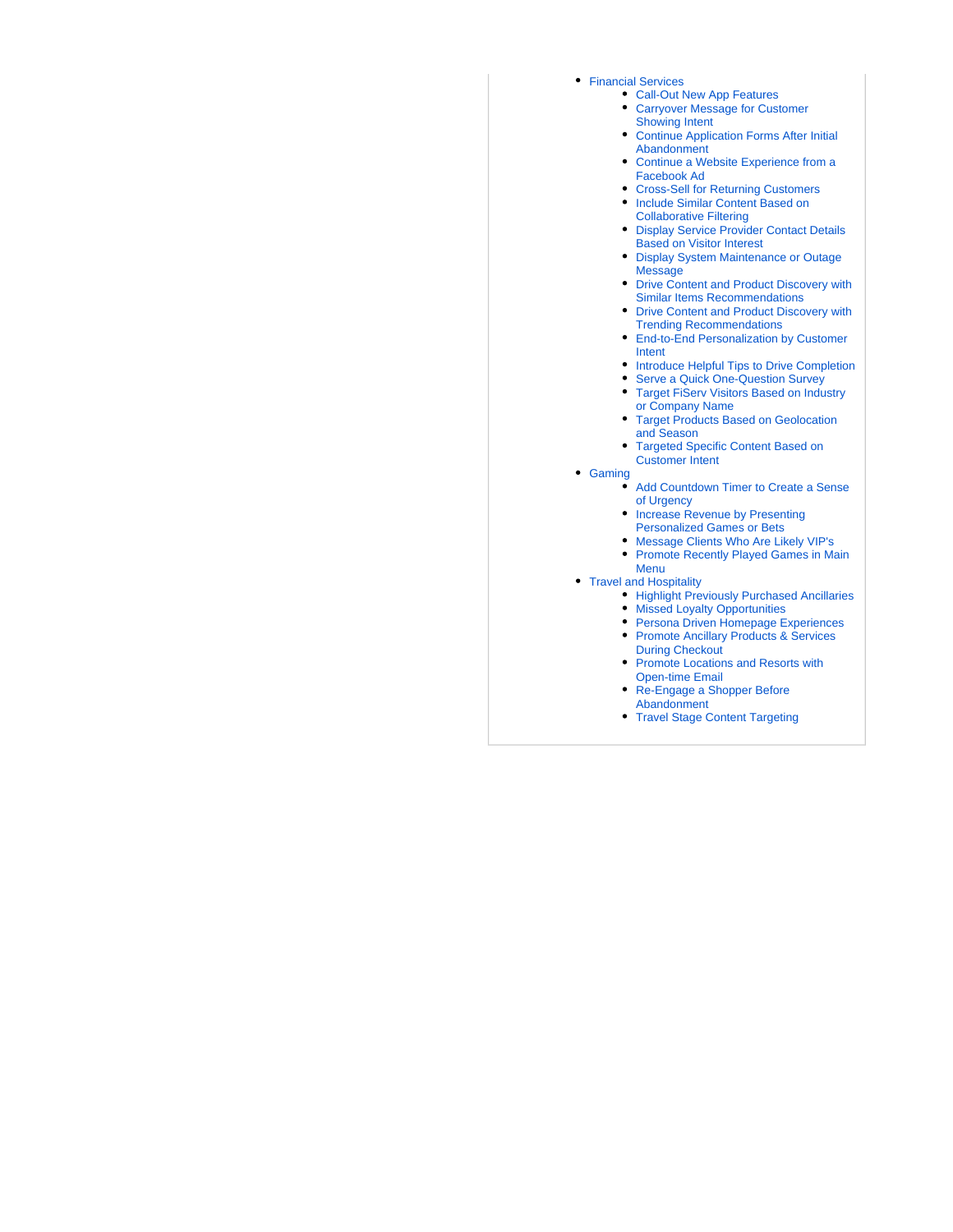- Financial Services
  - Call-Out New App Features
  - Carryover Message for Customer Showing Intent
  - Continue Application Forms After Initial Abandonment
  - Continue a Website Experience from a Facebook Ad
  - Cross-Sell for Returning Customers
  - Include Similar Content Based on Collaborative Filtering
  - Display Service Provider Contact Details Based on Visitor Interest
  - Display System Maintenance or Outage Message
  - Drive Content and Product Discovery with Similar Items Recommendations
  - Drive Content and Product Discovery with Trending Recommendations
  - End-to-End Personalization by Customer Intent
  - Introduce Helpful Tips to Drive Completion
  - Serve a Quick One-Question Survey
  - Target FiServ Visitors Based on Industry or Company Name
  - Target Products Based on Geolocation and Season
  - Targeted Specific Content Based on Customer Intent
- Gaming
  - Add Countdown Timer to Create a Sense of Urgency
  - Increase Revenue by Presenting Personalized Games or Bets
  - Message Clients Who Are Likely VIP's
  - Promote Recently Played Games in Main Menu
- Travel and Hospitality
  - Highlight Previously Purchased Ancillaries
  - Missed Loyalty Opportunities
  - Persona Driven Homepage Experiences
  - Promote Ancillary Products & Services During Checkout
  - Promote Locations and Resorts with Open-time Email
  - Re-Engage a Shopper Before Abandonment
  - Travel Stage Content Targeting